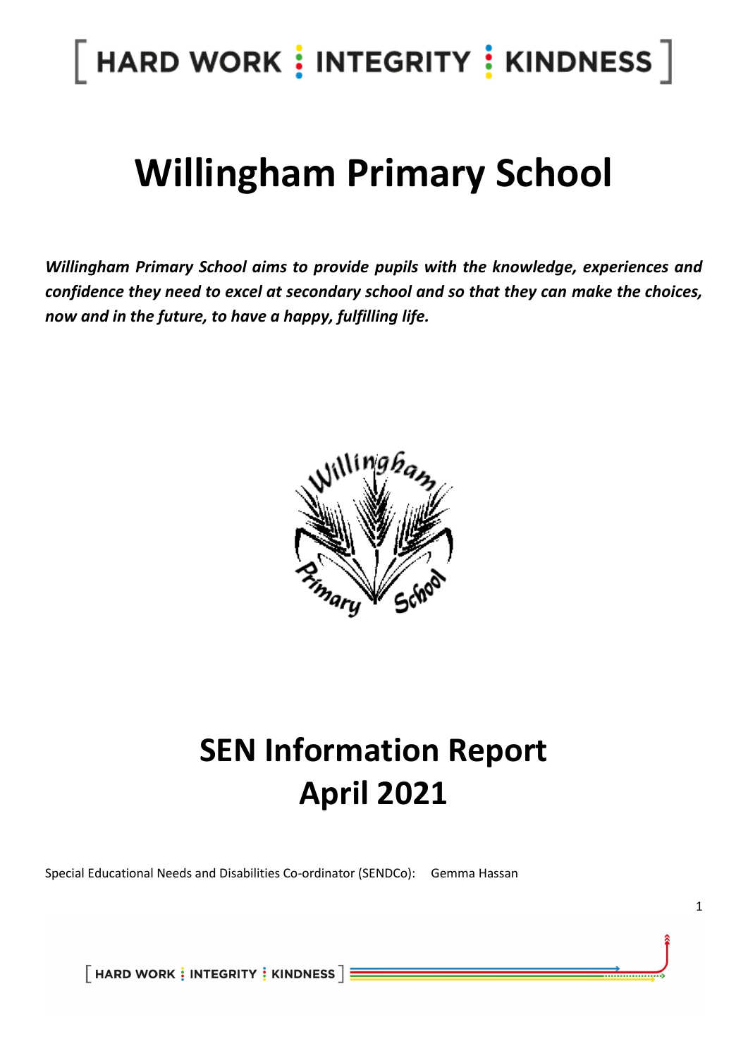[ HARD WORK : INTEGRITY : KINDNESS ]

# Willingham Primary School

***Willingham Primary School aims to provide pupils with the knowledge, experiences and confidence they need to excel at secondary school and so that they can make the choices, now and in the future, to have a happy, fulfilling life.***

# SEN Information Report
# April 2021

Special Educational Needs and Disabilities Co-ordinator (SENDCo): Gemma Hassan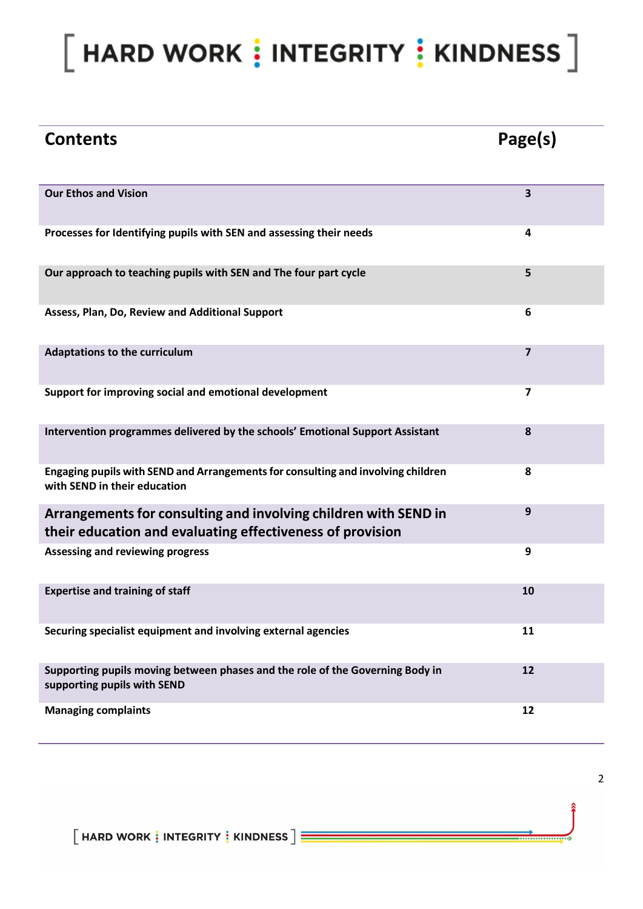# [ HARD WORK : INTEGRITY : KINDNESS ]

| Contents | Page(s) |
|---|---|
| **Our Ethos and Vision** | **3** |
| **Processes for Identifying pupils with SEN and assessing their needs** | **4** |
| **Our approach to teaching pupils with SEN and The four part cycle** | **5** |
| **Assess, Plan, Do, Review and Additional Support** | **6** |
| **Adaptations to the curriculum** | **7** |
| **Support for improving social and emotional development** | **7** |
| **Intervention programmes delivered by the schools' Emotional Support Assistant** | **8** |
| **Engaging pupils with SEND and Arrangements for consulting and involving children with SEND in their education** | **8** |
| **Arrangements for consulting and involving children with SEND in their education and evaluating effectiveness of provision** | **9** |
| **Assessing and reviewing progress** | **9** |
| **Expertise and training of staff** | **10** |
| **Securing specialist equipment and involving external agencies** | **11** |
| **Supporting pupils moving between phases and the role of the Governing Body in supporting pupils with SEND** | **12** |
| **Managing complaints** | **12** |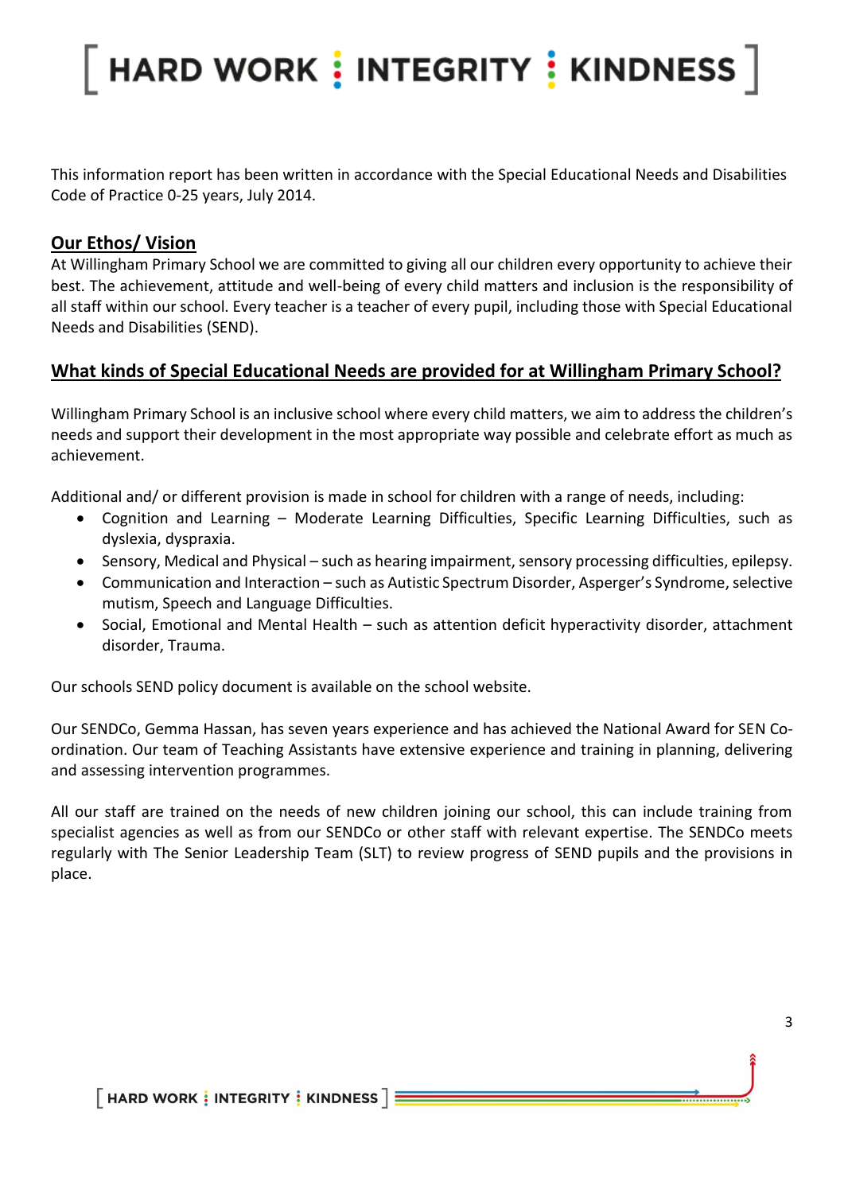This information report has been written in accordance with the Special Educational Needs and Disabilities Code of Practice 0-25 years, July 2014.

## Our Ethos/ Vision

At Willingham Primary School we are committed to giving all our children every opportunity to achieve their best. The achievement, attitude and well-being of every child matters and inclusion is the responsibility of all staff within our school. Every teacher is a teacher of every pupil, including those with Special Educational Needs and Disabilities (SEND).

## What kinds of Special Educational Needs are provided for at Willingham Primary School?

Willingham Primary School is an inclusive school where every child matters, we aim to address the children's needs and support their development in the most appropriate way possible and celebrate effort as much as achievement.

Additional and/ or different provision is made in school for children with a range of needs, including:

- Cognition and Learning – Moderate Learning Difficulties, Specific Learning Difficulties, such as dyslexia, dyspraxia.
- Sensory, Medical and Physical – such as hearing impairment, sensory processing difficulties, epilepsy.
- Communication and Interaction – such as Autistic Spectrum Disorder, Asperger's Syndrome, selective mutism, Speech and Language Difficulties.
- Social, Emotional and Mental Health – such as attention deficit hyperactivity disorder, attachment disorder, Trauma.

Our schools SEND policy document is available on the school website.

Our SENDCo, Gemma Hassan, has seven years experience and has achieved the National Award for SEN Co-ordination. Our team of Teaching Assistants have extensive experience and training in planning, delivering and assessing intervention programmes.

All our staff are trained on the needs of new children joining our school, this can include training from specialist agencies as well as from our SENDCo or other staff with relevant expertise. The SENDCo meets regularly with The Senior Leadership Team (SLT) to review progress of SEND pupils and the provisions in place.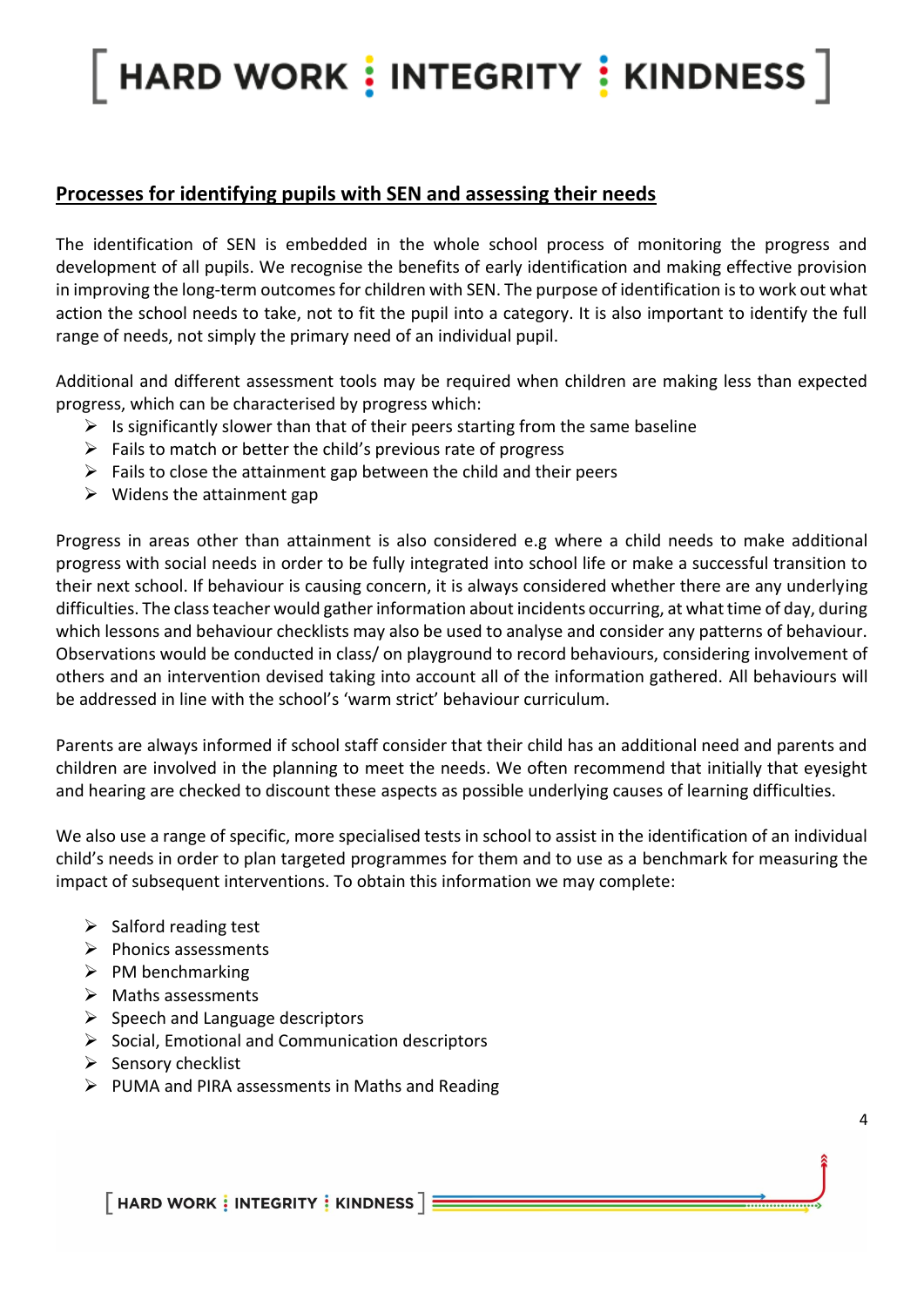## Processes for identifying pupils with SEN and assessing their needs

The identification of SEN is embedded in the whole school process of monitoring the progress and development of all pupils. We recognise the benefits of early identification and making effective provision in improving the long-term outcomes for children with SEN. The purpose of identification is to work out what action the school needs to take, not to fit the pupil into a category. It is also important to identify the full range of needs, not simply the primary need of an individual pupil.

Additional and different assessment tools may be required when children are making less than expected progress, which can be characterised by progress which:

- Is significantly slower than that of their peers starting from the same baseline
- Fails to match or better the child's previous rate of progress
- Fails to close the attainment gap between the child and their peers
- Widens the attainment gap

Progress in areas other than attainment is also considered e.g where a child needs to make additional progress with social needs in order to be fully integrated into school life or make a successful transition to their next school. If behaviour is causing concern, it is always considered whether there are any underlying difficulties. The class teacher would gather information about incidents occurring, at what time of day, during which lessons and behaviour checklists may also be used to analyse and consider any patterns of behaviour. Observations would be conducted in class/ on playground to record behaviours, considering involvement of others and an intervention devised taking into account all of the information gathered. All behaviours will be addressed in line with the school's 'warm strict' behaviour curriculum.

Parents are always informed if school staff consider that their child has an additional need and parents and children are involved in the planning to meet the needs. We often recommend that initially that eyesight and hearing are checked to discount these aspects as possible underlying causes of learning difficulties.

We also use a range of specific, more specialised tests in school to assist in the identification of an individual child's needs in order to plan targeted programmes for them and to use as a benchmark for measuring the impact of subsequent interventions. To obtain this information we may complete:

- Salford reading test
- Phonics assessments
- PM benchmarking
- Maths assessments
- Speech and Language descriptors
- Social, Emotional and Communication descriptors
- Sensory checklist
- PUMA and PIRA assessments in Maths and Reading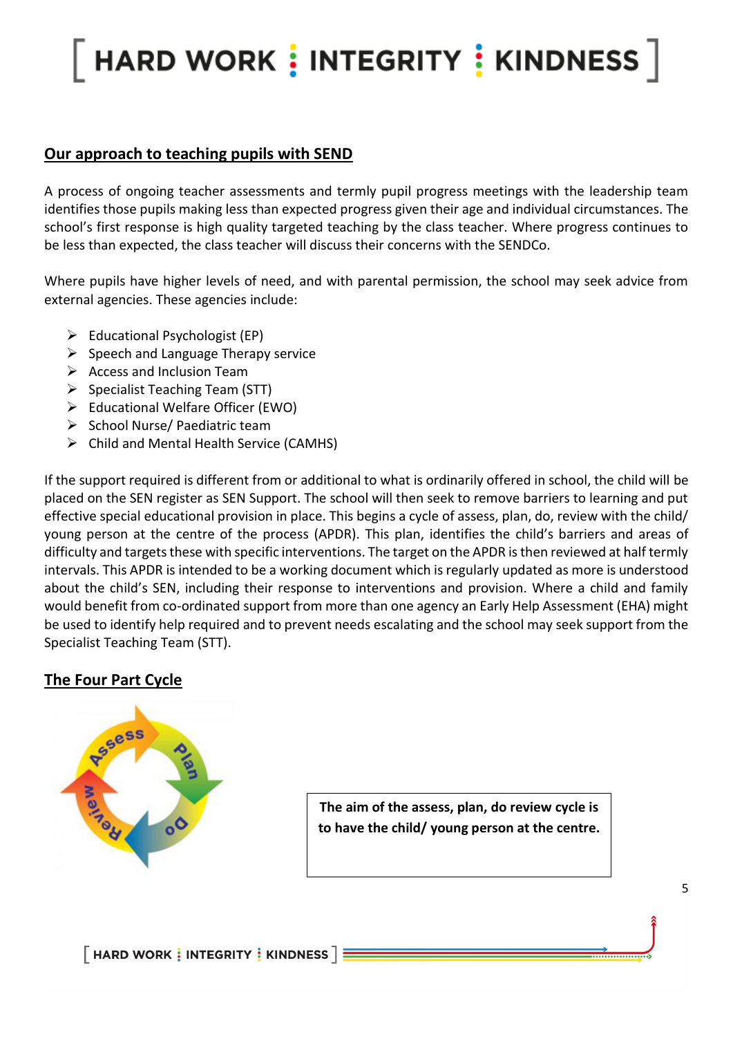## Our approach to teaching pupils with SEND

A process of ongoing teacher assessments and termly pupil progress meetings with the leadership team identifies those pupils making less than expected progress given their age and individual circumstances. The school's first response is high quality targeted teaching by the class teacher. Where progress continues to be less than expected, the class teacher will discuss their concerns with the SENDCo.

Where pupils have higher levels of need, and with parental permission, the school may seek advice from external agencies. These agencies include:

- Educational Psychologist (EP)
- Speech and Language Therapy service
- Access and Inclusion Team
- Specialist Teaching Team (STT)
- Educational Welfare Officer (EWO)
- School Nurse/ Paediatric team
- Child and Mental Health Service (CAMHS)

If the support required is different from or additional to what is ordinarily offered in school, the child will be placed on the SEN register as SEN Support. The school will then seek to remove barriers to learning and put effective special educational provision in place. This begins a cycle of assess, plan, do, review with the child/ young person at the centre of the process (APDR). This plan, identifies the child's barriers and areas of difficulty and targets these with specific interventions. The target on the APDR is then reviewed at half termly intervals. This APDR is intended to be a working document which is regularly updated as more is understood about the child's SEN, including their response to interventions and provision. Where a child and family would benefit from co-ordinated support from more than one agency an Early Help Assessment (EHA) might be used to identify help required and to prevent needs escalating and the school may seek support from the Specialist Teaching Team (STT).

## The Four Part Cycle

Assess → Plan → Do → Review

**The aim of the assess, plan, do review cycle is to have the child/ young person at the centre.**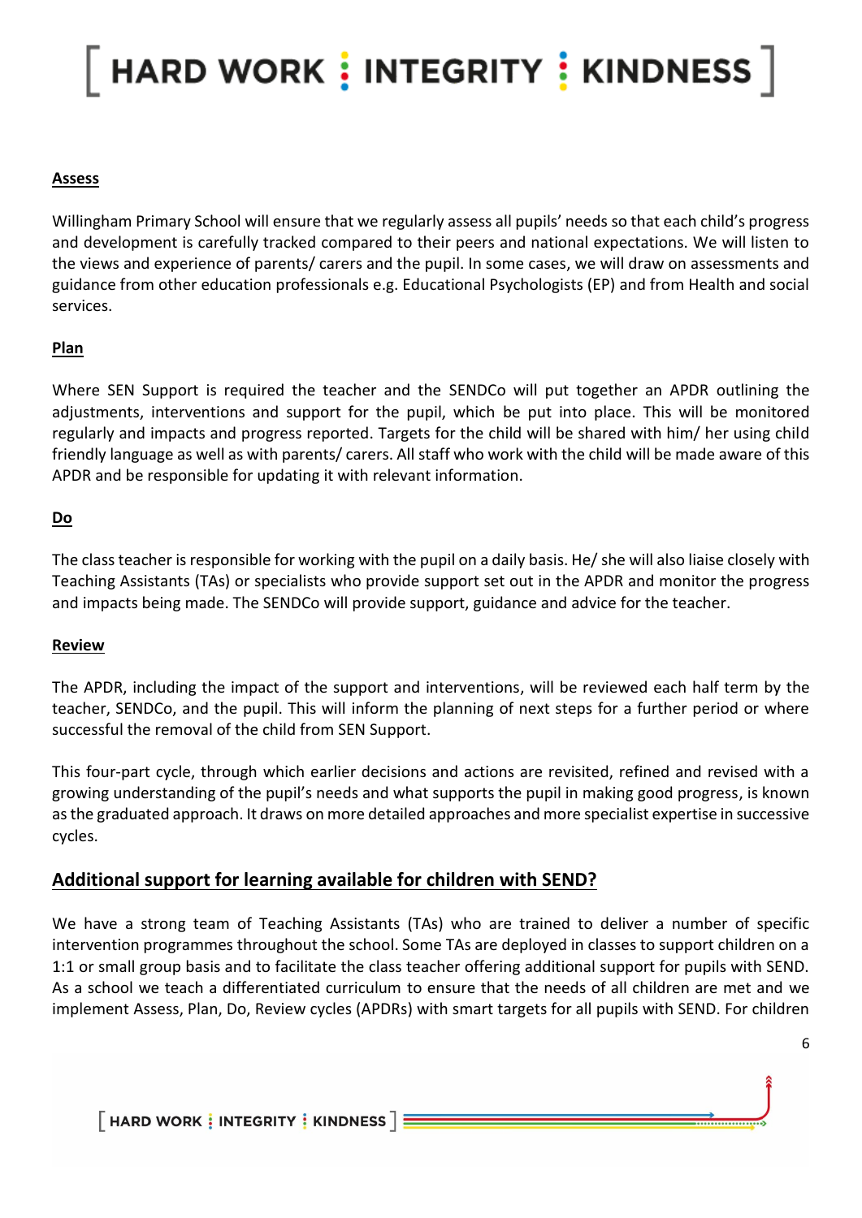**Assess**

Willingham Primary School will ensure that we regularly assess all pupils' needs so that each child's progress and development is carefully tracked compared to their peers and national expectations. We will listen to the views and experience of parents/ carers and the pupil. In some cases, we will draw on assessments and guidance from other education professionals e.g. Educational Psychologists (EP) and from Health and social services.

**Plan**

Where SEN Support is required the teacher and the SENDCo will put together an APDR outlining the adjustments, interventions and support for the pupil, which be put into place. This will be monitored regularly and impacts and progress reported. Targets for the child will be shared with him/ her using child friendly language as well as with parents/ carers. All staff who work with the child will be made aware of this APDR and be responsible for updating it with relevant information.

**Do**

The class teacher is responsible for working with the pupil on a daily basis. He/ she will also liaise closely with Teaching Assistants (TAs) or specialists who provide support set out in the APDR and monitor the progress and impacts being made. The SENDCo will provide support, guidance and advice for the teacher.

**Review**

The APDR, including the impact of the support and interventions, will be reviewed each half term by the teacher, SENDCo, and the pupil. This will inform the planning of next steps for a further period or where successful the removal of the child from SEN Support.

This four-part cycle, through which earlier decisions and actions are revisited, refined and revised with a growing understanding of the pupil's needs and what supports the pupil in making good progress, is known as the graduated approach. It draws on more detailed approaches and more specialist expertise in successive cycles.

## Additional support for learning available for children with SEND?

We have a strong team of Teaching Assistants (TAs) who are trained to deliver a number of specific intervention programmes throughout the school. Some TAs are deployed in classes to support children on a 1:1 or small group basis and to facilitate the class teacher offering additional support for pupils with SEND. As a school we teach a differentiated curriculum to ensure that the needs of all children are met and we implement Assess, Plan, Do, Review cycles (APDRs) with smart targets for all pupils with SEND. For children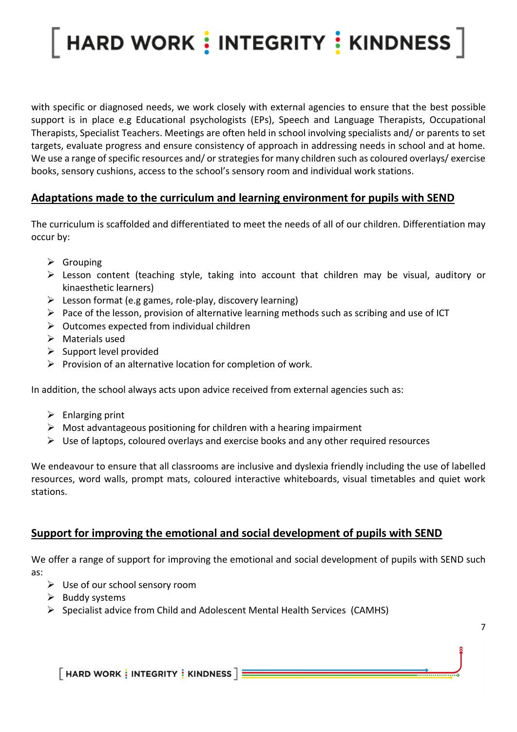with specific or diagnosed needs, we work closely with external agencies to ensure that the best possible support is in place e.g Educational psychologists (EPs), Speech and Language Therapists, Occupational Therapists, Specialist Teachers. Meetings are often held in school involving specialists and/ or parents to set targets, evaluate progress and ensure consistency of approach in addressing needs in school and at home. We use a range of specific resources and/ or strategies for many children such as coloured overlays/ exercise books, sensory cushions, access to the school's sensory room and individual work stations.

## Adaptations made to the curriculum and learning environment for pupils with SEND

The curriculum is scaffolded and differentiated to meet the needs of all of our children. Differentiation may occur by:

- Grouping
- Lesson content (teaching style, taking into account that children may be visual, auditory or kinaesthetic learners)
- Lesson format (e.g games, role-play, discovery learning)
- Pace of the lesson, provision of alternative learning methods such as scribing and use of ICT
- Outcomes expected from individual children
- Materials used
- Support level provided
- Provision of an alternative location for completion of work.

In addition, the school always acts upon advice received from external agencies such as:

- Enlarging print
- Most advantageous positioning for children with a hearing impairment
- Use of laptops, coloured overlays and exercise books and any other required resources

We endeavour to ensure that all classrooms are inclusive and dyslexia friendly including the use of labelled resources, word walls, prompt mats, coloured interactive whiteboards, visual timetables and quiet work stations.

## Support for improving the emotional and social development of pupils with SEND

We offer a range of support for improving the emotional and social development of pupils with SEND such as:

- Use of our school sensory room
- Buddy systems
- Specialist advice from Child and Adolescent Mental Health Services (CAMHS)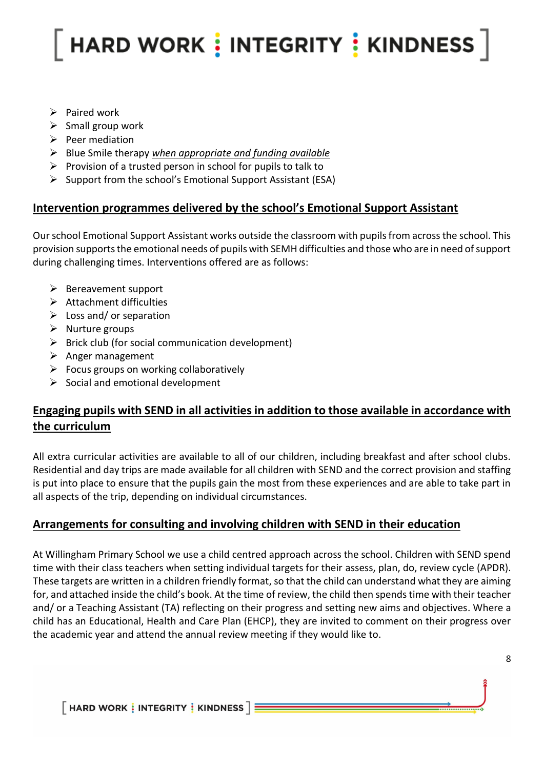- Paired work
- Small group work
- Peer mediation
- Blue Smile therapy *when appropriate and funding available*
- Provision of a trusted person in school for pupils to talk to
- Support from the school's Emotional Support Assistant (ESA)

## Intervention programmes delivered by the school's Emotional Support Assistant

Our school Emotional Support Assistant works outside the classroom with pupils from across the school. This provision supports the emotional needs of pupils with SEMH difficulties and those who are in need of support during challenging times. Interventions offered are as follows:

- Bereavement support
- Attachment difficulties
- Loss and/ or separation
- Nurture groups
- Brick club (for social communication development)
- Anger management
- Focus groups on working collaboratively
- Social and emotional development

## Engaging pupils with SEND in all activities in addition to those available in accordance with the curriculum

All extra curricular activities are available to all of our children, including breakfast and after school clubs. Residential and day trips are made available for all children with SEND and the correct provision and staffing is put into place to ensure that the pupils gain the most from these experiences and are able to take part in all aspects of the trip, depending on individual circumstances.

## Arrangements for consulting and involving children with SEND in their education

At Willingham Primary School we use a child centred approach across the school. Children with SEND spend time with their class teachers when setting individual targets for their assess, plan, do, review cycle (APDR). These targets are written in a children friendly format, so that the child can understand what they are aiming for, and attached inside the child's book. At the time of review, the child then spends time with their teacher and/ or a Teaching Assistant (TA) reflecting on their progress and setting new aims and objectives. Where a child has an Educational, Health and Care Plan (EHCP), they are invited to comment on their progress over the academic year and attend the annual review meeting if they would like to.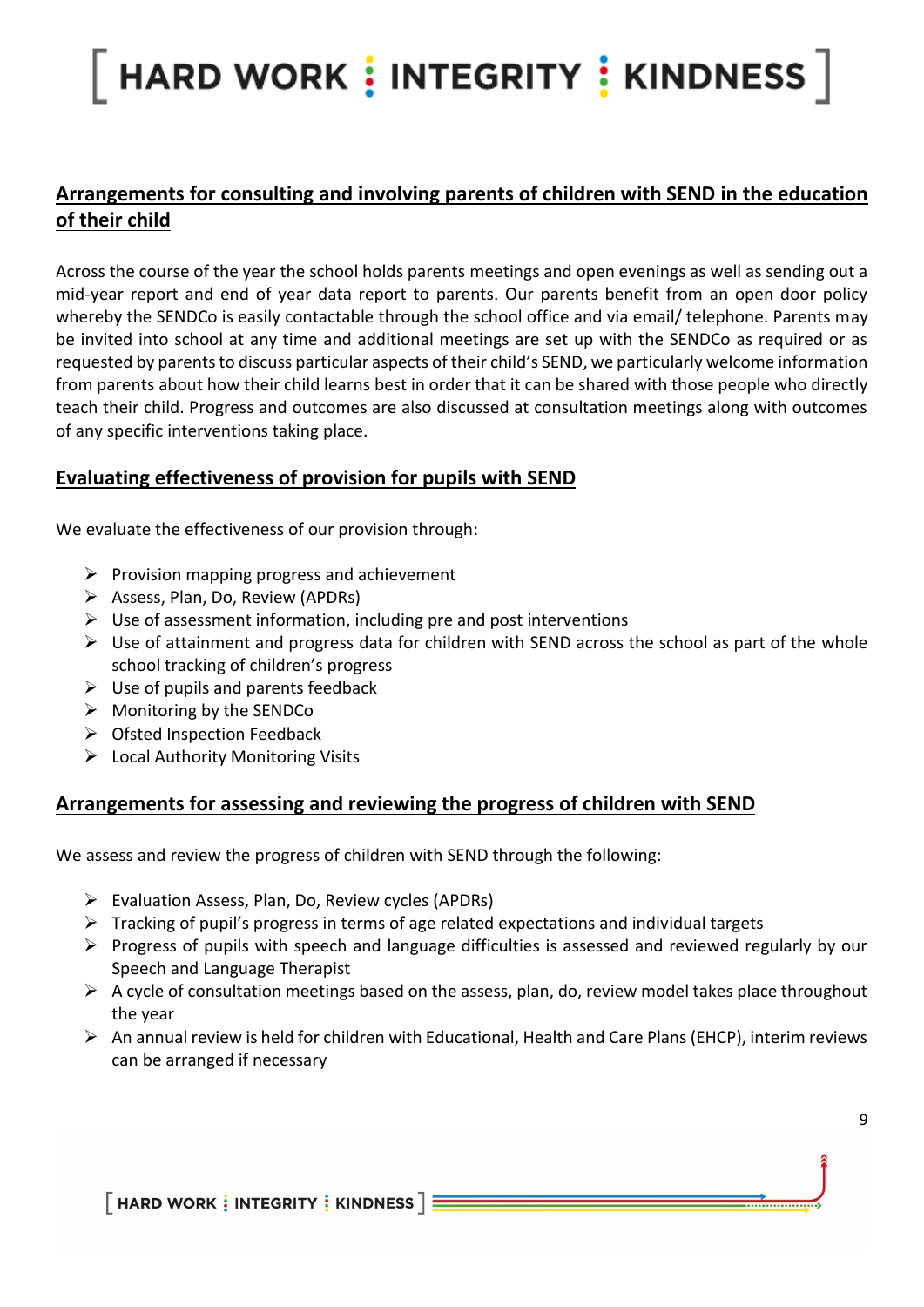## Arrangements for consulting and involving parents of children with SEND in the education of their child

Across the course of the year the school holds parents meetings and open evenings as well as sending out a mid-year report and end of year data report to parents. Our parents benefit from an open door policy whereby the SENDCo is easily contactable through the school office and via email/ telephone. Parents may be invited into school at any time and additional meetings are set up with the SENDCo as required or as requested by parents to discuss particular aspects of their child's SEND, we particularly welcome information from parents about how their child learns best in order that it can be shared with those people who directly teach their child. Progress and outcomes are also discussed at consultation meetings along with outcomes of any specific interventions taking place.

## Evaluating effectiveness of provision for pupils with SEND

We evaluate the effectiveness of our provision through:

- Provision mapping progress and achievement
- Assess, Plan, Do, Review (APDRs)
- Use of assessment information, including pre and post interventions
- Use of attainment and progress data for children with SEND across the school as part of the whole school tracking of children's progress
- Use of pupils and parents feedback
- Monitoring by the SENDCo
- Ofsted Inspection Feedback
- Local Authority Monitoring Visits

## Arrangements for assessing and reviewing the progress of children with SEND

We assess and review the progress of children with SEND through the following:

- Evaluation Assess, Plan, Do, Review cycles (APDRs)
- Tracking of pupil's progress in terms of age related expectations and individual targets
- Progress of pupils with speech and language difficulties is assessed and reviewed regularly by our Speech and Language Therapist
- A cycle of consultation meetings based on the assess, plan, do, review model takes place throughout the year
- An annual review is held for children with Educational, Health and Care Plans (EHCP), interim reviews can be arranged if necessary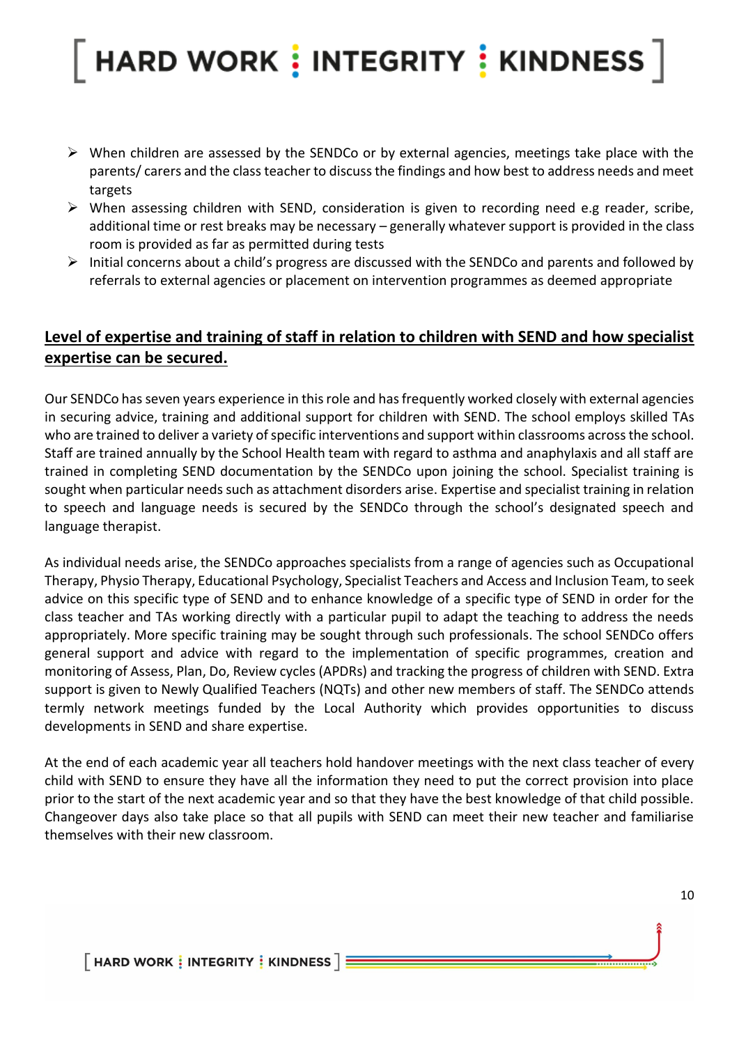- When children are assessed by the SENDCo or by external agencies, meetings take place with the parents/ carers and the class teacher to discuss the findings and how best to address needs and meet targets
- When assessing children with SEND, consideration is given to recording need e.g reader, scribe, additional time or rest breaks may be necessary – generally whatever support is provided in the class room is provided as far as permitted during tests
- Initial concerns about a child's progress are discussed with the SENDCo and parents and followed by referrals to external agencies or placement on intervention programmes as deemed appropriate

## Level of expertise and training of staff in relation to children with SEND and how specialist expertise can be secured.

Our SENDCo has seven years experience in this role and has frequently worked closely with external agencies in securing advice, training and additional support for children with SEND. The school employs skilled TAs who are trained to deliver a variety of specific interventions and support within classrooms across the school. Staff are trained annually by the School Health team with regard to asthma and anaphylaxis and all staff are trained in completing SEND documentation by the SENDCo upon joining the school. Specialist training is sought when particular needs such as attachment disorders arise. Expertise and specialist training in relation to speech and language needs is secured by the SENDCo through the school's designated speech and language therapist.

As individual needs arise, the SENDCo approaches specialists from a range of agencies such as Occupational Therapy, Physio Therapy, Educational Psychology, Specialist Teachers and Access and Inclusion Team, to seek advice on this specific type of SEND and to enhance knowledge of a specific type of SEND in order for the class teacher and TAs working directly with a particular pupil to adapt the teaching to address the needs appropriately. More specific training may be sought through such professionals. The school SENDCo offers general support and advice with regard to the implementation of specific programmes, creation and monitoring of Assess, Plan, Do, Review cycles (APDRs) and tracking the progress of children with SEND. Extra support is given to Newly Qualified Teachers (NQTs) and other new members of staff. The SENDCo attends termly network meetings funded by the Local Authority which provides opportunities to discuss developments in SEND and share expertise.

At the end of each academic year all teachers hold handover meetings with the next class teacher of every child with SEND to ensure they have all the information they need to put the correct provision into place prior to the start of the next academic year and so that they have the best knowledge of that child possible. Changeover days also take place so that all pupils with SEND can meet their new teacher and familiarise themselves with their new classroom.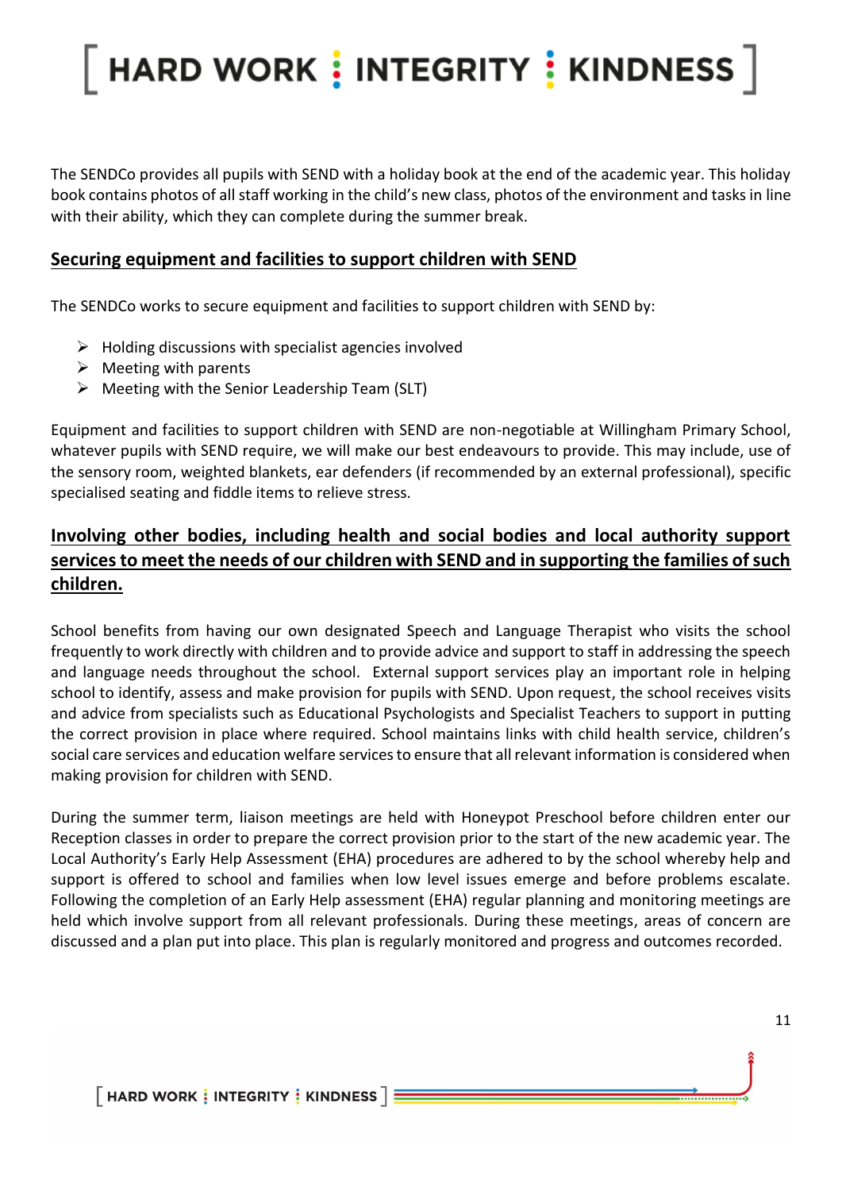The SENDCo provides all pupils with SEND with a holiday book at the end of the academic year. This holiday book contains photos of all staff working in the child's new class, photos of the environment and tasks in line with their ability, which they can complete during the summer break.

## Securing equipment and facilities to support children with SEND

The SENDCo works to secure equipment and facilities to support children with SEND by:

- Holding discussions with specialist agencies involved
- Meeting with parents
- Meeting with the Senior Leadership Team (SLT)

Equipment and facilities to support children with SEND are non-negotiable at Willingham Primary School, whatever pupils with SEND require, we will make our best endeavours to provide. This may include, use of the sensory room, weighted blankets, ear defenders (if recommended by an external professional), specific specialised seating and fiddle items to relieve stress.

## Involving other bodies, including health and social bodies and local authority support services to meet the needs of our children with SEND and in supporting the families of such children.

School benefits from having our own designated Speech and Language Therapist who visits the school frequently to work directly with children and to provide advice and support to staff in addressing the speech and language needs throughout the school. External support services play an important role in helping school to identify, assess and make provision for pupils with SEND. Upon request, the school receives visits and advice from specialists such as Educational Psychologists and Specialist Teachers to support in putting the correct provision in place where required. School maintains links with child health service, children's social care services and education welfare services to ensure that all relevant information is considered when making provision for children with SEND.

During the summer term, liaison meetings are held with Honeypot Preschool before children enter our Reception classes in order to prepare the correct provision prior to the start of the new academic year. The Local Authority's Early Help Assessment (EHA) procedures are adhered to by the school whereby help and support is offered to school and families when low level issues emerge and before problems escalate. Following the completion of an Early Help assessment (EHA) regular planning and monitoring meetings are held which involve support from all relevant professionals. During these meetings, areas of concern are discussed and a plan put into place. This plan is regularly monitored and progress and outcomes recorded.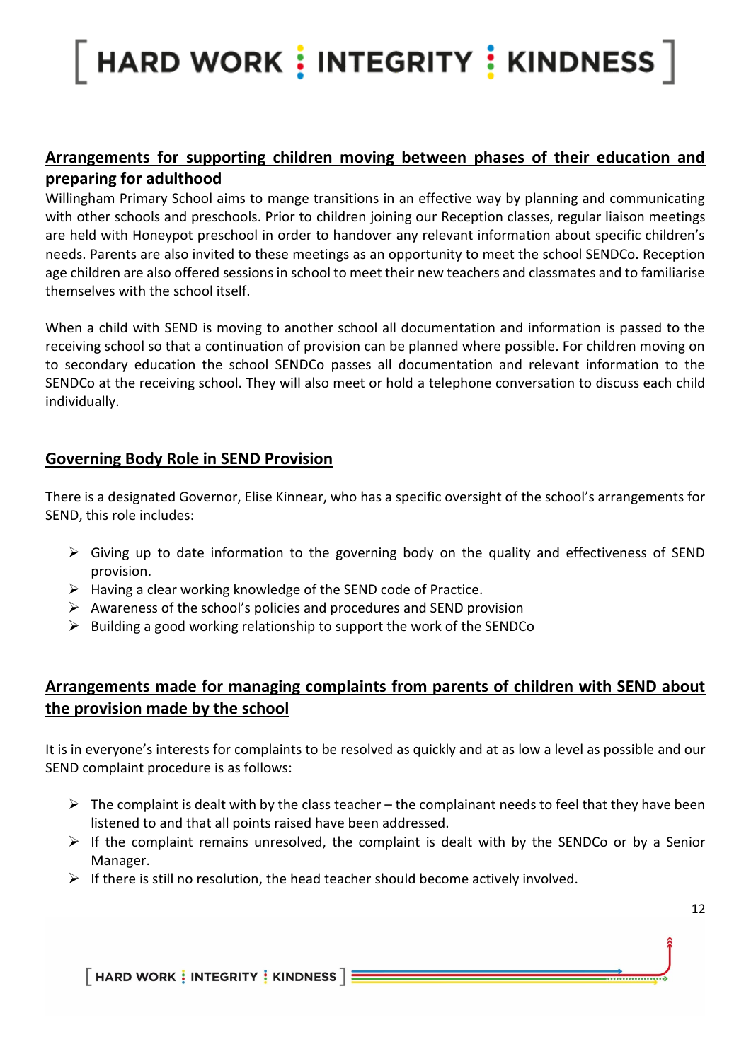## Arrangements for supporting children moving between phases of their education and preparing for adulthood

Willingham Primary School aims to mange transitions in an effective way by planning and communicating with other schools and preschools. Prior to children joining our Reception classes, regular liaison meetings are held with Honeypot preschool in order to handover any relevant information about specific children's needs. Parents are also invited to these meetings as an opportunity to meet the school SENDCo. Reception age children are also offered sessions in school to meet their new teachers and classmates and to familiarise themselves with the school itself.

When a child with SEND is moving to another school all documentation and information is passed to the receiving school so that a continuation of provision can be planned where possible. For children moving on to secondary education the school SENDCo passes all documentation and relevant information to the SENDCo at the receiving school. They will also meet or hold a telephone conversation to discuss each child individually.

## Governing Body Role in SEND Provision

There is a designated Governor, Elise Kinnear, who has a specific oversight of the school's arrangements for SEND, this role includes:

- Giving up to date information to the governing body on the quality and effectiveness of SEND provision.
- Having a clear working knowledge of the SEND code of Practice.
- Awareness of the school's policies and procedures and SEND provision
- Building a good working relationship to support the work of the SENDCo

## Arrangements made for managing complaints from parents of children with SEND about the provision made by the school

It is in everyone's interests for complaints to be resolved as quickly and at as low a level as possible and our SEND complaint procedure is as follows:

- The complaint is dealt with by the class teacher – the complainant needs to feel that they have been listened to and that all points raised have been addressed.
- If the complaint remains unresolved, the complaint is dealt with by the SENDCo or by a Senior Manager.
- If there is still no resolution, the head teacher should become actively involved.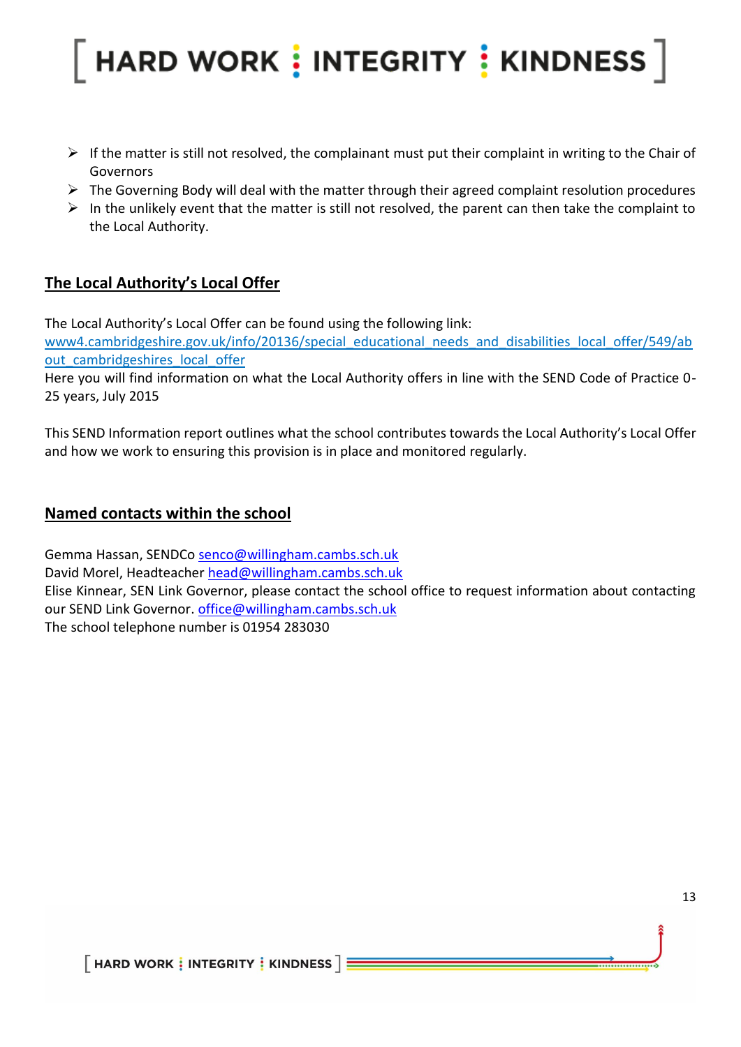- If the matter is still not resolved, the complainant must put their complaint in writing to the Chair of Governors
- The Governing Body will deal with the matter through their agreed complaint resolution procedures
- In the unlikely event that the matter is still not resolved, the parent can then take the complaint to the Local Authority.

## The Local Authority's Local Offer

The Local Authority's Local Offer can be found using the following link:
[www4.cambridgeshire.gov.uk/info/20136/special_educational_needs_and_disabilities_local_offer/549/about_cambridgeshires_local_offer](www4.cambridgeshire.gov.uk/info/20136/special_educational_needs_and_disabilities_local_offer/549/about_cambridgeshires_local_offer)
Here you will find information on what the Local Authority offers in line with the SEND Code of Practice 0-25 years, July 2015

This SEND Information report outlines what the school contributes towards the Local Authority's Local Offer and how we work to ensuring this provision is in place and monitored regularly.

## Named contacts within the school

Gemma Hassan, SENDCo senco@willingham.cambs.sch.uk
David Morel, Headteacher head@willingham.cambs.sch.uk
Elise Kinnear, SEN Link Governor, please contact the school office to request information about contacting our SEND Link Governor. office@willingham.cambs.sch.uk
The school telephone number is 01954 283030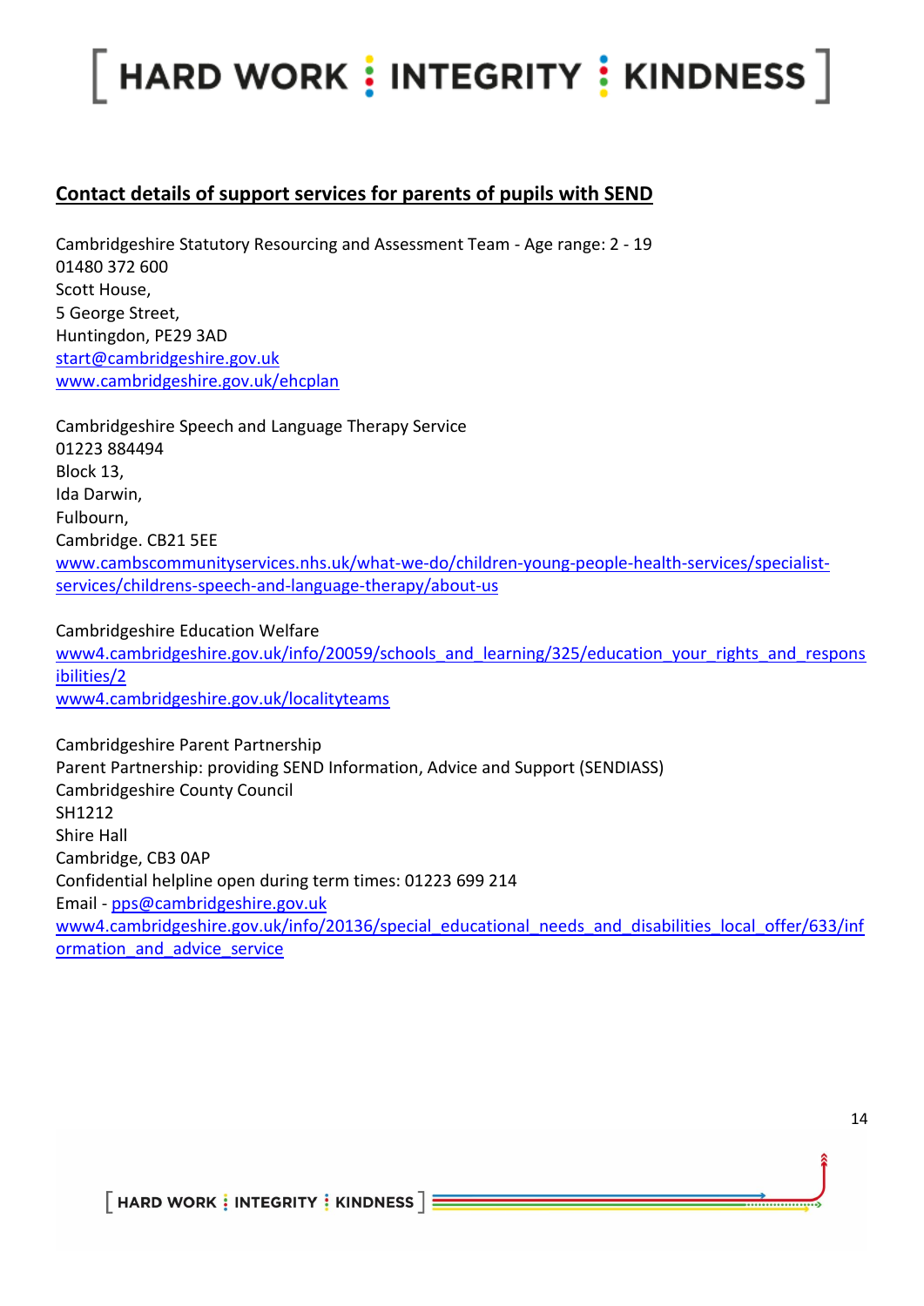## Contact details of support services for parents of pupils with SEND

Cambridgeshire Statutory Resourcing and Assessment Team - Age range: 2 - 19  
01480 372 600  
Scott House,  
5 George Street,  
Huntingdon, PE29 3AD  
start@cambridgeshire.gov.uk  
www.cambridgeshire.gov.uk/ehcplan

Cambridgeshire Speech and Language Therapy Service  
01223 884494  
Block 13,  
Ida Darwin,  
Fulbourn,  
Cambridge. CB21 5EE  
www.cambscommunityservices.nhs.uk/what-we-do/children-young-people-health-services/specialist-services/childrens-speech-and-language-therapy/about-us

Cambridgeshire Education Welfare  
www4.cambridgeshire.gov.uk/info/20059/schools_and_learning/325/education_your_rights_and_responsibilities/2  
www4.cambridgeshire.gov.uk/localityteams

Cambridgeshire Parent Partnership  
Parent Partnership: providing SEND Information, Advice and Support (SENDIASS)  
Cambridgeshire County Council  
SH1212  
Shire Hall  
Cambridge, CB3 0AP  
Confidential helpline open during term times: 01223 699 214  
Email - pps@cambridgeshire.gov.uk  
www4.cambridgeshire.gov.uk/info/20136/special_educational_needs_and_disabilities_local_offer/633/information_and_advice_service